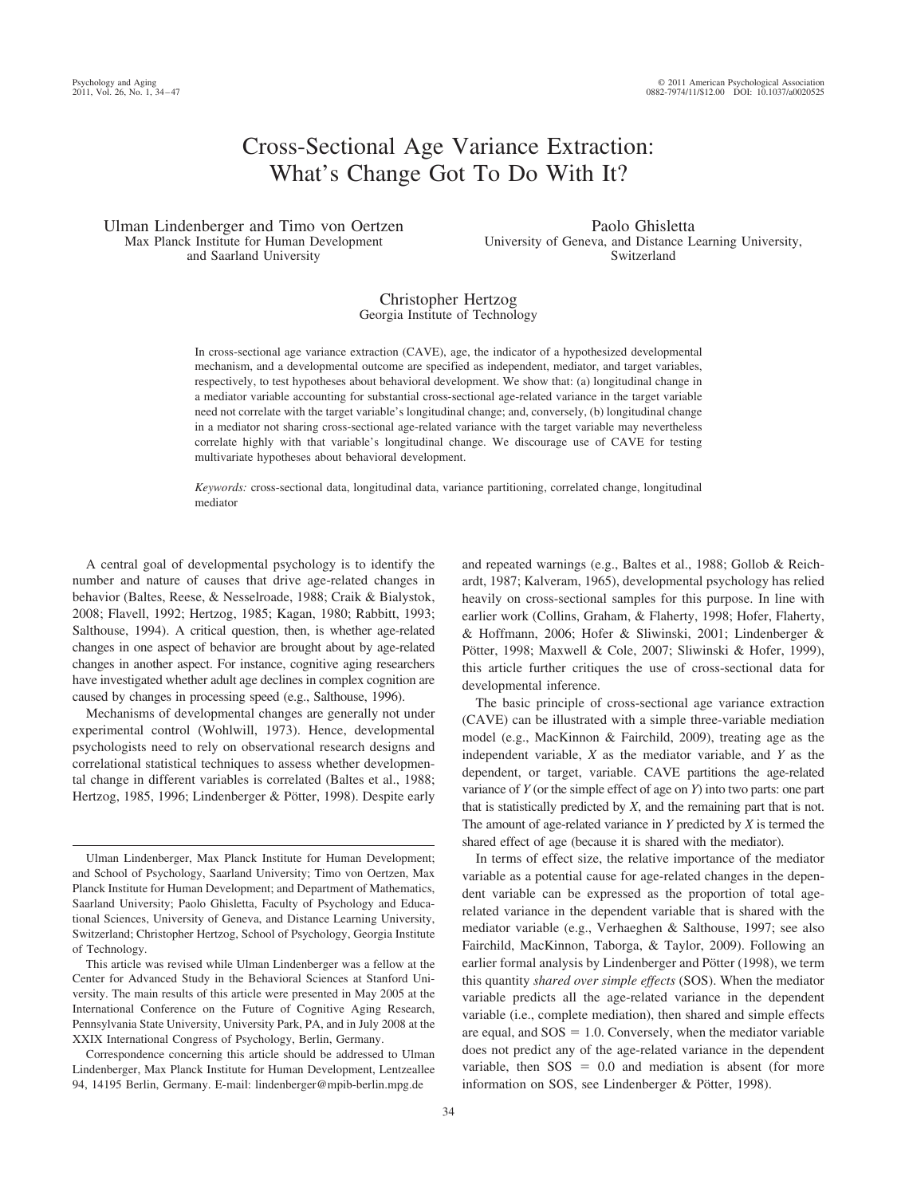# Cross-Sectional Age Variance Extraction: What's Change Got To Do With It?

Ulman Lindenberger and Timo von Oertzen
Max Planck Institute for Human Development and Saarland University

Paolo Ghisletta
University of Geneva, and Distance Learning University, Switzerland

Christopher Hertzog
Georgia Institute of Technology

In cross-sectional age variance extraction (CAVE), age, the indicator of a hypothesized developmental mechanism, and a developmental outcome are specified as independent, mediator, and target variables, respectively, to test hypotheses about behavioral development. We show that: (a) longitudinal change in a mediator variable accounting for substantial cross-sectional age-related variance in the target variable need not correlate with the target variable's longitudinal change; and, conversely, (b) longitudinal change in a mediator not sharing cross-sectional age-related variance with the target variable may nevertheless correlate highly with that variable's longitudinal change. We discourage use of CAVE for testing multivariate hypotheses about behavioral development.

*Keywords:* cross-sectional data, longitudinal data, variance partitioning, correlated change, longitudinal mediator

A central goal of developmental psychology is to identify the number and nature of causes that drive age-related changes in behavior (Baltes, Reese, & Nesselroade, 1988; Craik & Bialystok, 2008; Flavell, 1992; Hertzog, 1985; Kagan, 1980; Rabbitt, 1993; Salthouse, 1994). A critical question, then, is whether age-related changes in one aspect of behavior are brought about by age-related changes in another aspect. For instance, cognitive aging researchers have investigated whether adult age declines in complex cognition are caused by changes in processing speed (e.g., Salthouse, 1996).

Mechanisms of developmental changes are generally not under experimental control (Wohlwill, 1973). Hence, developmental psychologists need to rely on observational research designs and correlational statistical techniques to assess whether developmental change in different variables is correlated (Baltes et al., 1988; Hertzog, 1985, 1996; Lindenberger & Pötter, 1998). Despite early and repeated warnings (e.g., Baltes et al., 1988; Gollob & Reichardt, 1987; Kalveram, 1965), developmental psychology has relied heavily on cross-sectional samples for this purpose. In line with earlier work (Collins, Graham, & Flaherty, 1998; Hofer, Flaherty, & Hoffmann, 2006; Hofer & Sliwinski, 2001; Lindenberger & Pötter, 1998; Maxwell & Cole, 2007; Sliwinski & Hofer, 1999), this article further critiques the use of cross-sectional data for developmental inference.

The basic principle of cross-sectional age variance extraction (CAVE) can be illustrated with a simple three-variable mediation model (e.g., MacKinnon & Fairchild, 2009), treating age as the independent variable, *X* as the mediator variable, and *Y* as the dependent, or target, variable. CAVE partitions the age-related variance of *Y* (or the simple effect of age on *Y*) into two parts: one part that is statistically predicted by *X*, and the remaining part that is not. The amount of age-related variance in *Y* predicted by *X* is termed the shared effect of age (because it is shared with the mediator).

In terms of effect size, the relative importance of the mediator variable as a potential cause for age-related changes in the dependent variable can be expressed as the proportion of total age-related variance in the dependent variable that is shared with the mediator variable (e.g., Verhaeghen & Salthouse, 1997; see also Fairchild, MacKinnon, Taborga, & Taylor, 2009). Following an earlier formal analysis by Lindenberger and Pötter (1998), we term this quantity *shared over simple effects* (SOS). When the mediator variable predicts all the age-related variance in the dependent variable (i.e., complete mediation), then shared and simple effects are equal, and SOS = 1.0. Conversely, when the mediator variable does not predict any of the age-related variance in the dependent variable, then SOS = 0.0 and mediation is absent (for more information on SOS, see Lindenberger & Pötter, 1998).

---

Ulman Lindenberger, Max Planck Institute for Human Development; and School of Psychology, Saarland University; Timo von Oertzen, Max Planck Institute for Human Development; and Department of Mathematics, Saarland University; Paolo Ghisletta, Faculty of Psychology and Educational Sciences, University of Geneva, and Distance Learning University, Switzerland; Christopher Hertzog, School of Psychology, Georgia Institute of Technology.

This article was revised while Ulman Lindenberger was a fellow at the Center for Advanced Study in the Behavioral Sciences at Stanford University. The main results of this article were presented in May 2005 at the International Conference on the Future of Cognitive Aging Research, Pennsylvania State University, University Park, PA, and in July 2008 at the XXIX International Congress of Psychology, Berlin, Germany.

Correspondence concerning this article should be addressed to Ulman Lindenberger, Max Planck Institute for Human Development, Lentzeallee 94, 14195 Berlin, Germany. E-mail: lindenberger@mpib-berlin.mpg.de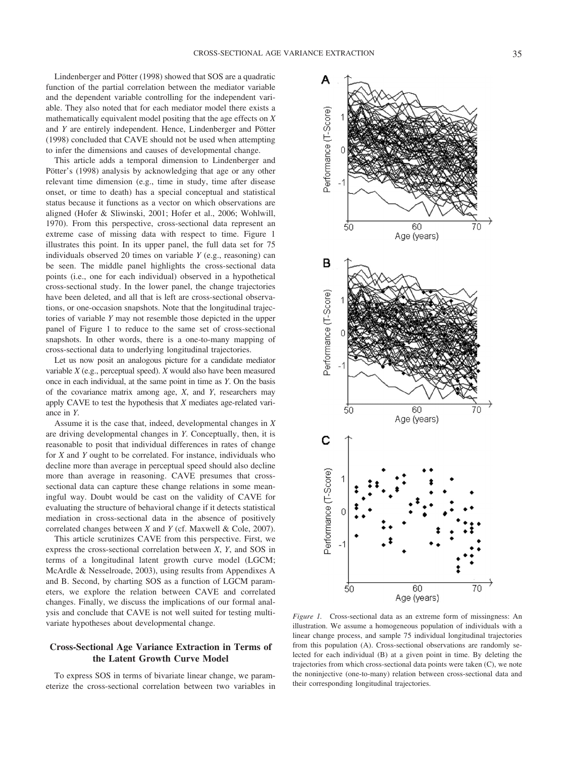Lindenberger and Pötter (1998) showed that SOS are a quadratic function of the partial correlation between the mediator variable and the dependent variable controlling for the independent variable. They also noted that for each mediator model there exists a mathematically equivalent model positing that the age effects on *X* and *Y* are entirely independent. Hence, Lindenberger and Pötter (1998) concluded that CAVE should not be used when attempting to infer the dimensions and causes of developmental change.

This article adds a temporal dimension to Lindenberger and Pötter's (1998) analysis by acknowledging that age or any other relevant time dimension (e.g., time in study, time after disease onset, or time to death) has a special conceptual and statistical status because it functions as a vector on which observations are aligned (Hofer & Sliwinski, 2001; Hofer et al., 2006; Wohlwill, 1970). From this perspective, cross-sectional data represent an extreme case of missing data with respect to time. Figure 1 illustrates this point. In its upper panel, the full data set for 75 individuals observed 20 times on variable *Y* (e.g., reasoning) can be seen. The middle panel highlights the cross-sectional data points (i.e., one for each individual) observed in a hypothetical cross-sectional study. In the lower panel, the change trajectories have been deleted, and all that is left are cross-sectional observations, or one-occasion snapshots. Note that the longitudinal trajectories of variable *Y* may not resemble those depicted in the upper panel of Figure 1 to reduce to the same set of cross-sectional snapshots. In other words, there is a one-to-many mapping of cross-sectional data to underlying longitudinal trajectories.

Let us now posit an analogous picture for a candidate mediator variable *X* (e.g., perceptual speed). *X* would also have been measured once in each individual, at the same point in time as *Y*. On the basis of the covariance matrix among age, *X*, and *Y*, researchers may apply CAVE to test the hypothesis that *X* mediates age-related variance in *Y*.

Assume it is the case that, indeed, developmental changes in *X* are driving developmental changes in *Y*. Conceptually, then, it is reasonable to posit that individual differences in rates of change for *X* and *Y* ought to be correlated. For instance, individuals who decline more than average in perceptual speed should also decline more than average in reasoning. CAVE presumes that cross-sectional data can capture these change relations in some meaningful way. Doubt would be cast on the validity of CAVE for evaluating the structure of behavioral change if it detects statistical mediation in cross-sectional data in the absence of positively correlated changes between *X* and *Y* (cf. Maxwell & Cole, 2007).

This article scrutinizes CAVE from this perspective. First, we express the cross-sectional correlation between *X*, *Y*, and SOS in terms of a longitudinal latent growth curve model (LGCM; McArdle & Nesselroade, 2003), using results from Appendixes A and B. Second, by charting SOS as a function of LGCM parameters, we explore the relation between CAVE and correlated changes. Finally, we discuss the implications of our formal analysis and conclude that CAVE is not well suited for testing multivariate hypotheses about developmental change.

## Cross-Sectional Age Variance Extraction in Terms of the Latent Growth Curve Model

To express SOS in terms of bivariate linear change, we parameterize the cross-sectional correlation between two variables in

*Figure 1.* Cross-sectional data as an extreme form of missingness: An illustration. We assume a homogeneous population of individuals with a linear change process, and sample 75 individual longitudinal trajectories from this population (A). Cross-sectional observations are randomly selected for each individual (B) at a given point in time. By deleting the trajectories from which cross-sectional data points were taken (C), we note the noninjective (one-to-many) relation between cross-sectional data and their corresponding longitudinal trajectories.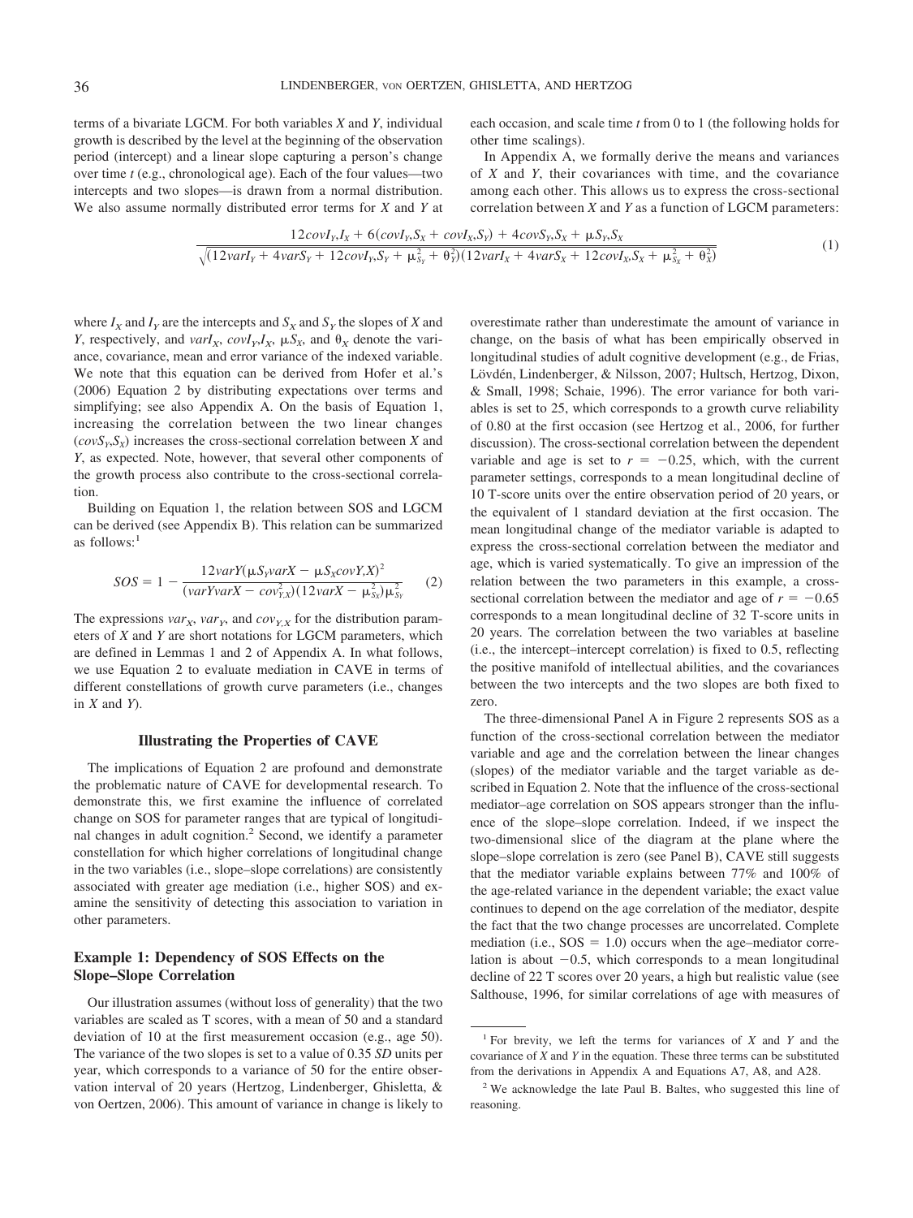terms of a bivariate LGCM. For both variables $X$ and $Y$, individual growth is described by the level at the beginning of the observation period (intercept) and a linear slope capturing a person's change over time $t$ (e.g., chronological age). Each of the four values—two intercepts and two slopes—is drawn from a normal distribution. We also assume normally distributed error terms for $X$ and $Y$ at each occasion, and scale time $t$ from 0 to 1 (the following holds for other time scalings).

In Appendix A, we formally derive the means and variances of $X$ and $Y$, their covariances with time, and the covariance among each other. This allows us to express the cross-sectional correlation between $X$ and $Y$ as a function of LGCM parameters:

$$\frac{12covI_Y,I_X + 6(covI_Y,S_X + covI_X,S_Y) + 4covS_Y,S_X + \mu S_Y,S_X}{\sqrt{(12varI_Y + 4varS_Y + 12covI_Y,S_Y + \mu_{S_Y}^2 + \theta_Y^2)(12varI_X + 4varS_X + 12covI_X,S_X + \mu_{S_X}^2 + \theta_X^2)}} \quad (1)$$

where $I_X$ and $I_Y$ are the intercepts and $S_X$ and $S_Y$ the slopes of $X$ and $Y$, respectively, and $varI_X$, $covI_Y,I_X$, $\mu S_X$, and $\theta_X$ denote the variance, covariance, mean and error variance of the indexed variable. We note that this equation can be derived from Hofer et al.'s (2006) Equation 2 by distributing expectations over terms and simplifying; see also Appendix A. On the basis of Equation 1, increasing the correlation between the two linear changes ($covS_Y,S_X$) increases the cross-sectional correlation between $X$ and $Y$, as expected. Note, however, that several other components of the growth process also contribute to the cross-sectional correlation.

Building on Equation 1, the relation between SOS and LGCM can be derived (see Appendix B). This relation can be summarized as follows:[1]

$$SOS = 1 - \frac{12varY(\mu S_Y varX - \mu S_X covY,X)^2}{(varYvarX - cov_{Y,X}^2)(12varX - \mu_{S_X}^2)\mu_{S_Y}^2} \quad (2)$$

The expressions $var_X$, $var_Y$, and $cov_{Y,X}$ for the distribution parameters of $X$ and $Y$ are short notations for LGCM parameters, which are defined in Lemmas 1 and 2 of Appendix A. In what follows, we use Equation 2 to evaluate mediation in CAVE in terms of different constellations of growth curve parameters (i.e., changes in $X$ and $Y$).

## Illustrating the Properties of CAVE

The implications of Equation 2 are profound and demonstrate the problematic nature of CAVE for developmental research. To demonstrate this, we first examine the influence of correlated change on SOS for parameter ranges that are typical of longitudinal changes in adult cognition.[2] Second, we identify a parameter constellation for which higher correlations of longitudinal change in the two variables (i.e., slope–slope correlations) are consistently associated with greater age mediation (i.e., higher SOS) and examine the sensitivity of detecting this association to variation in other parameters.

### Example 1: Dependency of SOS Effects on the Slope–Slope Correlation

Our illustration assumes (without loss of generality) that the two variables are scaled as T scores, with a mean of 50 and a standard deviation of 10 at the first measurement occasion (e.g., age 50). The variance of the two slopes is set to a value of 0.35 *SD* units per year, which corresponds to a variance of 50 for the entire observation interval of 20 years (Hertzog, Lindenberger, Ghisletta, & von Oertzen, 2006). This amount of variance in change is likely to overestimate rather than underestimate the amount of variance in change, on the basis of what has been empirically observed in longitudinal studies of adult cognitive development (e.g., de Frias, Lövdén, Lindenberger, & Nilsson, 2007; Hultsch, Hertzog, Dixon, & Small, 1998; Schaie, 1996). The error variance for both variables is set to 25, which corresponds to a growth curve reliability of 0.80 at the first occasion (see Hertzog et al., 2006, for further discussion). The cross-sectional correlation between the dependent variable and age is set to $r = -0.25$, which, with the current parameter settings, corresponds to a mean longitudinal decline of 10 T-score units over the entire observation period of 20 years, or the equivalent of 1 standard deviation at the first occasion. The mean longitudinal change of the mediator variable is adapted to express the cross-sectional correlation between the mediator and age, which is varied systematically. To give an impression of the relation between the two parameters in this example, a cross-sectional correlation between the mediator and age of $r = -0.65$ corresponds to a mean longitudinal decline of 32 T-score units in 20 years. The correlation between the two variables at baseline (i.e., the intercept–intercept correlation) is fixed to 0.5, reflecting the positive manifold of intellectual abilities, and the covariances between the two intercepts and the two slopes are both fixed to zero.

The three-dimensional Panel A in Figure 2 represents SOS as a function of the cross-sectional correlation between the mediator variable and age and the correlation between the linear changes (slopes) of the mediator variable and the target variable as described in Equation 2. Note that the influence of the cross-sectional mediator–age correlation on SOS appears stronger than the influence of the slope–slope correlation. Indeed, if we inspect the two-dimensional slice of the diagram at the plane where the slope–slope correlation is zero (see Panel B), CAVE still suggests that the mediator variable explains between 77% and 100% of the age-related variance in the dependent variable; the exact value continues to depend on the age correlation of the mediator, despite the fact that the two change processes are uncorrelated. Complete mediation (i.e., SOS = 1.0) occurs when the age–mediator correlation is about $-0.5$, which corresponds to a mean longitudinal decline of 22 T scores over 20 years, a high but realistic value (see Salthouse, 1996, for similar correlations of age with measures of

---

[1] For brevity, we left the terms for variances of $X$ and $Y$ and the covariance of $X$ and $Y$ in the equation. These three terms can be substituted from the derivations in Appendix A and Equations A7, A8, and A28.

[2] We acknowledge the late Paul B. Baltes, who suggested this line of reasoning.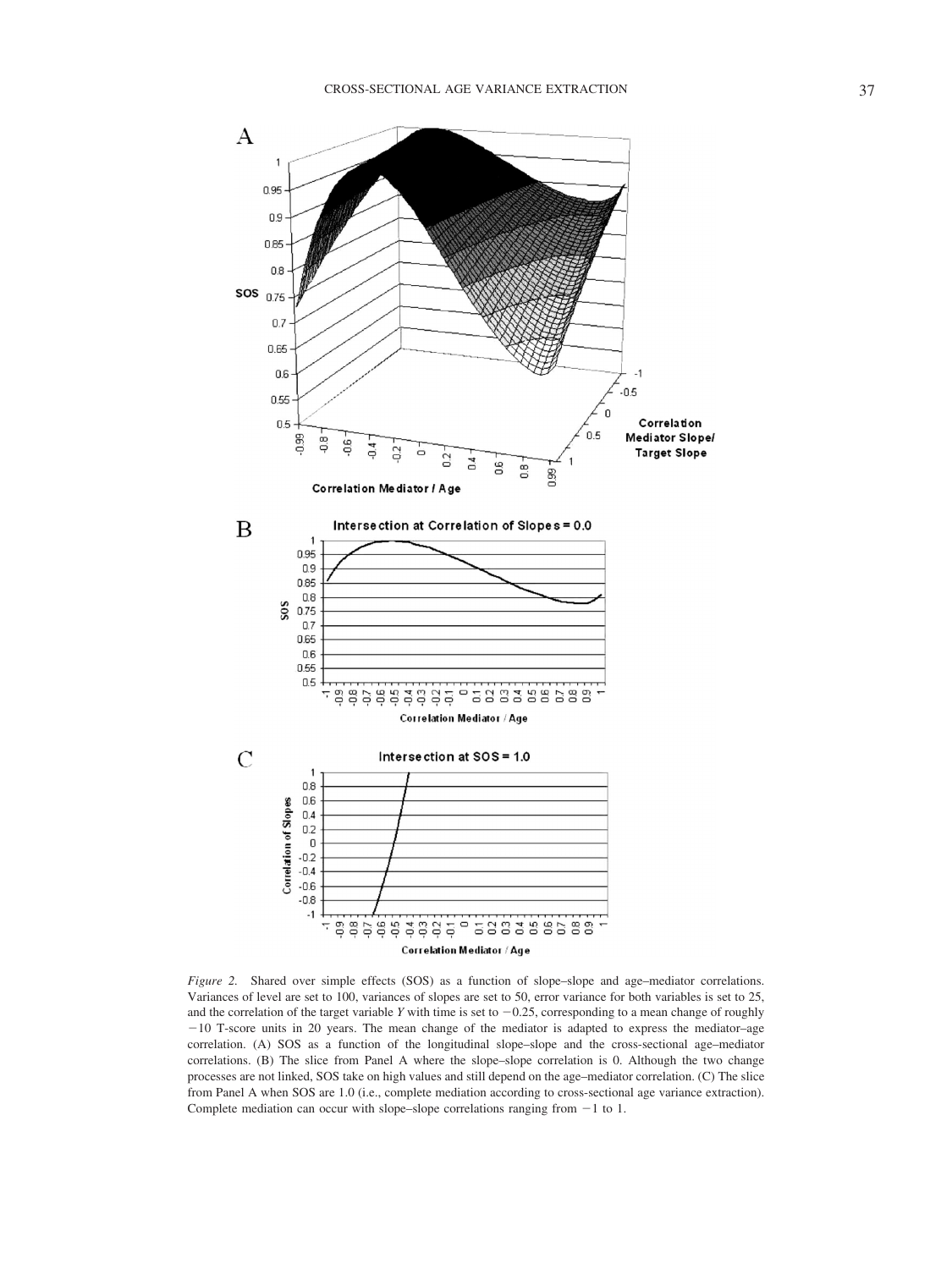*Figure 2.* Shared over simple effects (SOS) as a function of slope–slope and age–mediator correlations. Variances of level are set to 100, variances of slopes are set to 50, error variance for both variables is set to 25, and the correlation of the target variable *Y* with time is set to −0.25, corresponding to a mean change of roughly −10 T-score units in 20 years. The mean change of the mediator is adapted to express the mediator–age correlation. (A) SOS as a function of the longitudinal slope–slope and the cross-sectional age–mediator correlations. (B) The slice from Panel A where the slope–slope correlation is 0. Although the two change processes are not linked, SOS take on high values and still depend on the age–mediator correlation. (C) The slice from Panel A when SOS are 1.0 (i.e., complete mediation according to cross-sectional age variance extraction). Complete mediation can occur with slope–slope correlations ranging from −1 to 1.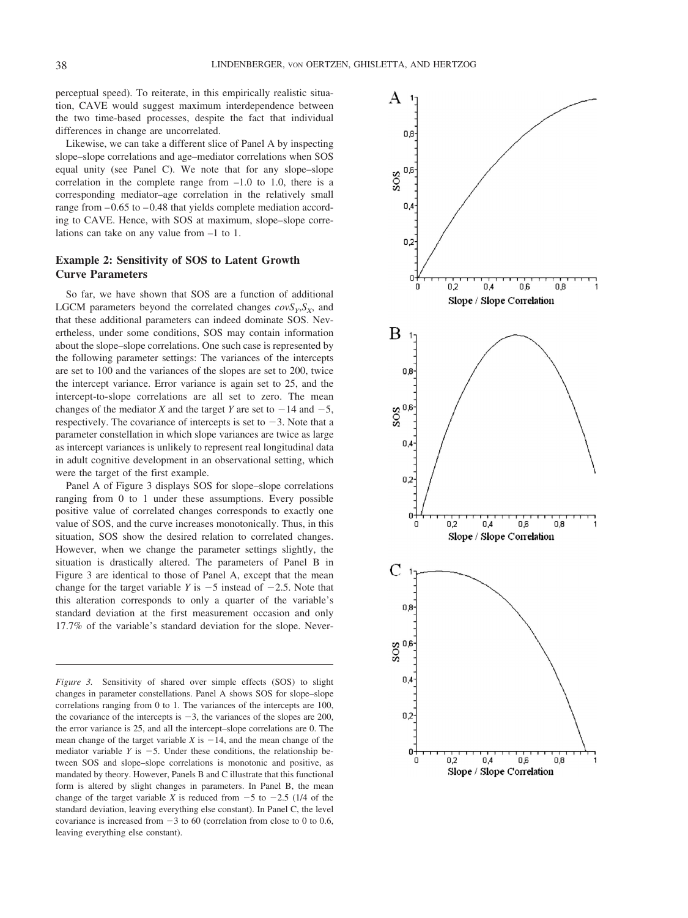perceptual speed). To reiterate, in this empirically realistic situation, CAVE would suggest maximum interdependence between the two time-based processes, despite the fact that individual differences in change are uncorrelated.

Likewise, we can take a different slice of Panel A by inspecting slope–slope correlations and age–mediator correlations when SOS equal unity (see Panel C). We note that for any slope–slope correlation in the complete range from –1.0 to 1.0, there is a corresponding mediator–age correlation in the relatively small range from –0.65 to –0.48 that yields complete mediation according to CAVE. Hence, with SOS at maximum, slope–slope correlations can take on any value from –1 to 1.

## Example 2: Sensitivity of SOS to Latent Growth Curve Parameters

So far, we have shown that SOS are a function of additional LGCM parameters beyond the correlated changes $covS_Y,S_X$, and that these additional parameters can indeed dominate SOS. Nevertheless, under some conditions, SOS may contain information about the slope–slope correlations. One such case is represented by the following parameter settings: The variances of the intercepts are set to 100 and the variances of the slopes are set to 200, twice the intercept variance. Error variance is again set to 25, and the intercept-to-slope correlations are all set to zero. The mean changes of the mediator $X$ and the target $Y$ are set to $-14$ and $-5$, respectively. The covariance of intercepts is set to $-3$. Note that a parameter constellation in which slope variances are twice as large as intercept variances is unlikely to represent real longitudinal data in adult cognitive development in an observational setting, which were the target of the first example.

Panel A of Figure 3 displays SOS for slope–slope correlations ranging from 0 to 1 under these assumptions. Every possible positive value of correlated changes corresponds to exactly one value of SOS, and the curve increases monotonically. Thus, in this situation, SOS show the desired relation to correlated changes. However, when we change the parameter settings slightly, the situation is drastically altered. The parameters of Panel B in Figure 3 are identical to those of Panel A, except that the mean change for the target variable $Y$ is $-5$ instead of $-2.5$. Note that this alteration corresponds to only a quarter of the variable's standard deviation at the first measurement occasion and only 17.7% of the variable's standard deviation for the slope. Never-

*Figure 3.* Sensitivity of shared over simple effects (SOS) to slight changes in parameter constellations. Panel A shows SOS for slope–slope correlations ranging from 0 to 1. The variances of the intercepts are 100, the covariance of the intercepts is $-3$, the variances of the slopes are 200, the error variance is 25, and all the intercept–slope correlations are 0. The mean change of the target variable $X$ is $-14$, and the mean change of the mediator variable $Y$ is $-5$. Under these conditions, the relationship between SOS and slope–slope correlations is monotonic and positive, as mandated by theory. However, Panels B and C illustrate that this functional form is altered by slight changes in parameters. In Panel B, the mean change of the target variable $X$ is reduced from $-5$ to $-2.5$ (1/4 of the standard deviation, leaving everything else constant). In Panel C, the level covariance is increased from $-3$ to 60 (correlation from close to 0 to 0.6, leaving everything else constant).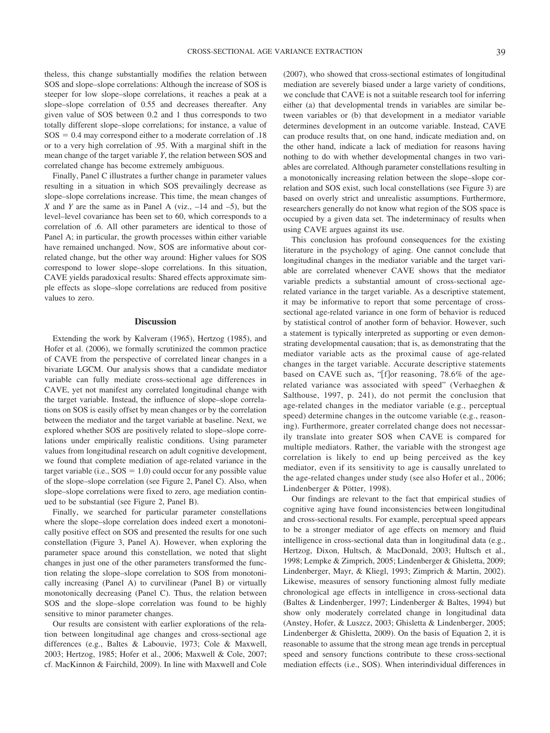theless, this change substantially modifies the relation between SOS and slope–slope correlations: Although the increase of SOS is steeper for low slope–slope correlations, it reaches a peak at a slope–slope correlation of 0.55 and decreases thereafter. Any given value of SOS between 0.2 and 1 thus corresponds to two totally different slope–slope correlations; for instance, a value of SOS = 0.4 may correspond either to a moderate correlation of .18 or to a very high correlation of .95. With a marginal shift in the mean change of the target variable *Y*, the relation between SOS and correlated change has become extremely ambiguous.

Finally, Panel C illustrates a further change in parameter values resulting in a situation in which SOS prevailingly decrease as slope–slope correlations increase. This time, the mean changes of *X* and *Y* are the same as in Panel A (viz., –14 and –5), but the level–level covariance has been set to 60, which corresponds to a correlation of .6. All other parameters are identical to those of Panel A; in particular, the growth processes within either variable have remained unchanged. Now, SOS are informative about correlated change, but the other way around: Higher values for SOS correspond to lower slope–slope correlations. In this situation, CAVE yields paradoxical results: Shared effects approximate simple effects as slope–slope correlations are reduced from positive values to zero.

## Discussion

Extending the work by Kalveram (1965), Hertzog (1985), and Hofer et al. (2006), we formally scrutinized the common practice of CAVE from the perspective of correlated linear changes in a bivariate LGCM. Our analysis shows that a candidate mediator variable can fully mediate cross-sectional age differences in CAVE, yet not manifest any correlated longitudinal change with the target variable. Instead, the influence of slope–slope correlations on SOS is easily offset by mean changes or by the correlation between the mediator and the target variable at baseline. Next, we explored whether SOS are positively related to slope–slope correlations under empirically realistic conditions. Using parameter values from longitudinal research on adult cognitive development, we found that complete mediation of age-related variance in the target variable (i.e., SOS = 1.0) could occur for any possible value of the slope–slope correlation (see Figure 2, Panel C). Also, when slope–slope correlations were fixed to zero, age mediation continued to be substantial (see Figure 2, Panel B).

Finally, we searched for particular parameter constellations where the slope–slope correlation does indeed exert a monotonically positive effect on SOS and presented the results for one such constellation (Figure 3, Panel A). However, when exploring the parameter space around this constellation, we noted that slight changes in just one of the other parameters transformed the function relating the slope–slope correlation to SOS from monotonically increasing (Panel A) to curvilinear (Panel B) or virtually monotonically decreasing (Panel C). Thus, the relation between SOS and the slope–slope correlation was found to be highly sensitive to minor parameter changes.

Our results are consistent with earlier explorations of the relation between longitudinal age changes and cross-sectional age differences (e.g., Baltes & Labouvie, 1973; Cole & Maxwell, 2003; Hertzog, 1985; Hofer et al., 2006; Maxwell & Cole, 2007; cf. MacKinnon & Fairchild, 2009). In line with Maxwell and Cole (2007), who showed that cross-sectional estimates of longitudinal mediation are severely biased under a large variety of conditions, we conclude that CAVE is not a suitable research tool for inferring either (a) that developmental trends in variables are similar between variables or (b) that development in a mediator variable determines development in an outcome variable. Instead, CAVE can produce results that, on one hand, indicate mediation and, on the other hand, indicate a lack of mediation for reasons having nothing to do with whether developmental changes in two variables are correlated. Although parameter constellations resulting in a monotonically increasing relation between the slope–slope correlation and SOS exist, such local constellations (see Figure 3) are based on overly strict and unrealistic assumptions. Furthermore, researchers generally do not know what region of the SOS space is occupied by a given data set. The indeterminacy of results when using CAVE argues against its use.

This conclusion has profound consequences for the existing literature in the psychology of aging. One cannot conclude that longitudinal changes in the mediator variable and the target variable are correlated whenever CAVE shows that the mediator variable predicts a substantial amount of cross-sectional age-related variance in the target variable. As a descriptive statement, it may be informative to report that some percentage of cross-sectional age-related variance in one form of behavior is reduced by statistical control of another form of behavior. However, such a statement is typically interpreted as supporting or even demonstrating developmental causation; that is, as demonstrating that the mediator variable acts as the proximal cause of age-related changes in the target variable. Accurate descriptive statements based on CAVE such as, "[f]or reasoning, 78.6% of the age-related variance was associated with speed" (Verhaeghen & Salthouse, 1997, p. 241), do not permit the conclusion that age-related changes in the mediator variable (e.g., perceptual speed) determine changes in the outcome variable (e.g., reasoning). Furthermore, greater correlated change does not necessarily translate into greater SOS when CAVE is compared for multiple mediators. Rather, the variable with the strongest age correlation is likely to end up being perceived as the key mediator, even if its sensitivity to age is causally unrelated to the age-related changes under study (see also Hofer et al., 2006; Lindenberger & Pötter, 1998).

Our findings are relevant to the fact that empirical studies of cognitive aging have found inconsistencies between longitudinal and cross-sectional results. For example, perceptual speed appears to be a stronger mediator of age effects on memory and fluid intelligence in cross-sectional data than in longitudinal data (e.g., Hertzog, Dixon, Hultsch, & MacDonald, 2003; Hultsch et al., 1998; Lempke & Zimprich, 2005; Lindenberger & Ghisletta, 2009; Lindenberger, Mayr, & Kliegl, 1993; Zimprich & Martin, 2002). Likewise, measures of sensory functioning almost fully mediate chronological age effects in intelligence in cross-sectional data (Baltes & Lindenberger, 1997; Lindenberger & Baltes, 1994) but show only moderately correlated change in longitudinal data (Anstey, Hofer, & Luszcz, 2003; Ghisletta & Lindenberger, 2005; Lindenberger & Ghisletta, 2009). On the basis of Equation 2, it is reasonable to assume that the strong mean age trends in perceptual speed and sensory functions contribute to these cross-sectional mediation effects (i.e., SOS). When interindividual differences in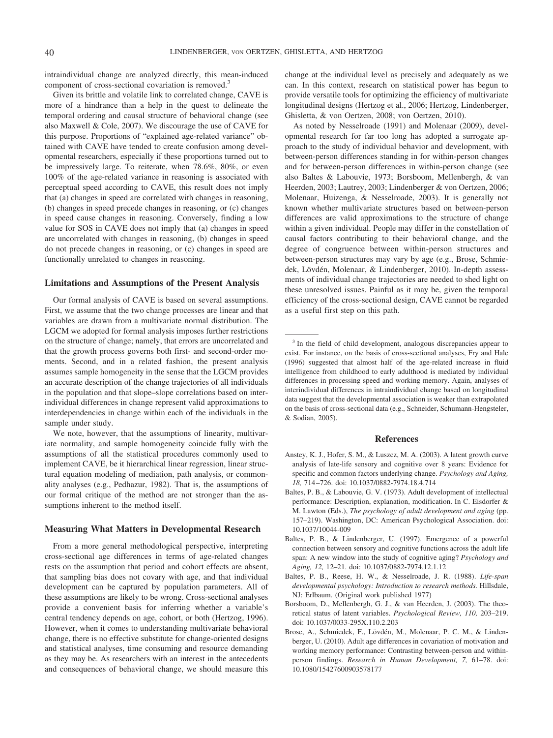intraindividual change are analyzed directly, this mean-induced component of cross-sectional covariation is removed.[3]

Given its brittle and volatile link to correlated change, CAVE is more of a hindrance than a help in the quest to delineate the temporal ordering and causal structure of behavioral change (see also Maxwell & Cole, 2007). We discourage the use of CAVE for this purpose. Proportions of "explained age-related variance" obtained with CAVE have tended to create confusion among developmental researchers, especially if these proportions turned out to be impressively large. To reiterate, when 78.6%, 80%, or even 100% of the age-related variance in reasoning is associated with perceptual speed according to CAVE, this result does not imply that (a) changes in speed are correlated with changes in reasoning, (b) changes in speed precede changes in reasoning, or (c) changes in speed cause changes in reasoning. Conversely, finding a low value for SOS in CAVE does not imply that (a) changes in speed are uncorrelated with changes in reasoning, (b) changes in speed do not precede changes in reasoning, or (c) changes in speed are functionally unrelated to changes in reasoning.

## Limitations and Assumptions of the Present Analysis

Our formal analysis of CAVE is based on several assumptions. First, we assume that the two change processes are linear and that variables are drawn from a multivariate normal distribution. The LGCM we adopted for formal analysis imposes further restrictions on the structure of change; namely, that errors are uncorrelated and that the growth process governs both first- and second-order moments. Second, and in a related fashion, the present analysis assumes sample homogeneity in the sense that the LGCM provides an accurate description of the change trajectories of all individuals in the population and that slope–slope correlations based on interindividual differences in change represent valid approximations to interdependencies in change within each of the individuals in the sample under study.

We note, however, that the assumptions of linearity, multivariate normality, and sample homogeneity coincide fully with the assumptions of all the statistical procedures commonly used to implement CAVE, be it hierarchical linear regression, linear structural equation modeling of mediation, path analysis, or commonality analyses (e.g., Pedhazur, 1982). That is, the assumptions of our formal critique of the method are not stronger than the assumptions inherent to the method itself.

## Measuring What Matters in Developmental Research

From a more general methodological perspective, interpreting cross-sectional age differences in terms of age-related changes rests on the assumption that period and cohort effects are absent, that sampling bias does not covary with age, and that individual development can be captured by population parameters. All of these assumptions are likely to be wrong. Cross-sectional analyses provide a convenient basis for inferring whether a variable's central tendency depends on age, cohort, or both (Hertzog, 1996). However, when it comes to understanding multivariate behavioral change, there is no effective substitute for change-oriented designs and statistical analyses, time consuming and resource demanding as they may be. As researchers with an interest in the antecedents and consequences of behavioral change, we should measure this change at the individual level as precisely and adequately as we can. In this context, research on statistical power has begun to provide versatile tools for optimizing the efficiency of multivariate longitudinal designs (Hertzog et al., 2006; Hertzog, Lindenberger, Ghisletta, & von Oertzen, 2008; von Oertzen, 2010).

As noted by Nesselroade (1991) and Molenaar (2009), developmental research for far too long has adopted a surrogate approach to the study of individual behavior and development, with between-person differences standing in for within-person changes and for between-person differences in within-person change (see also Baltes & Labouvie, 1973; Borsboom, Mellenbergh, & van Heerden, 2003; Lautrey, 2003; Lindenberger & von Oertzen, 2006; Molenaar, Huizenga, & Nesselroade, 2003). It is generally not known whether multivariate structures based on between-person differences are valid approximations to the structure of change within a given individual. People may differ in the constellation of causal factors contributing to their behavioral change, and the degree of congruence between within-person structures and between-person structures may vary by age (e.g., Brose, Schmiedek, Lövdén, Molenaar, & Lindenberger, 2010). In-depth assessments of individual change trajectories are needed to shed light on these unresolved issues. Painful as it may be, given the temporal efficiency of the cross-sectional design, CAVE cannot be regarded as a useful first step on this path.

[3] In the field of child development, analogous discrepancies appear to exist. For instance, on the basis of cross-sectional analyses, Fry and Hale (1996) suggested that almost half of the age-related increase in fluid intelligence from childhood to early adulthood is mediated by individual differences in processing speed and working memory. Again, analyses of interindividual differences in intraindividual change based on longitudinal data suggest that the developmental association is weaker than extrapolated on the basis of cross-sectional data (e.g., Schneider, Schumann-Hengsteler, & Sodian, 2005).

## References

Anstey, K. J., Hofer, S. M., & Luszcz, M. A. (2003). A latent growth curve analysis of late-life sensory and cognitive over 8 years: Evidence for specific and common factors underlying change. *Psychology and Aging, 18,* 714–726. doi: 10.1037/0882-7974.18.4.714

Baltes, P. B., & Labouvie, G. V. (1973). Adult development of intellectual performance: Description, explanation, modification. In C. Eisdorfer & M. Lawton (Eds.), *The psychology of adult development and aging* (pp. 157–219). Washington, DC: American Psychological Association. doi: 10.1037/10044-009

Baltes, P. B., & Lindenberger, U. (1997). Emergence of a powerful connection between sensory and cognitive functions across the adult life span: A new window into the study of cognitive aging? *Psychology and Aging, 12,* 12–21. doi: 10.1037/0882-7974.12.1.12

Baltes, P. B., Reese, H. W., & Nesselroade, J. R. (1988). *Life-span developmental psychology: Introduction to research methods.* Hillsdale, NJ: Erlbaum. (Original work published 1977)

Borsboom, D., Mellenbergh, G. J., & van Heerden, J. (2003). The theoretical status of latent variables. *Psychological Review, 110,* 203–219. doi: 10.1037/0033-295X.110.2.203

Brose, A., Schmiedek, F., Lövdén, M., Molenaar, P. C. M., & Lindenberger, U. (2010). Adult age differences in covariation of motivation and working memory performance: Contrasting between-person and within-person findings. *Research in Human Development, 7,* 61–78. doi: 10.1080/15427600903578177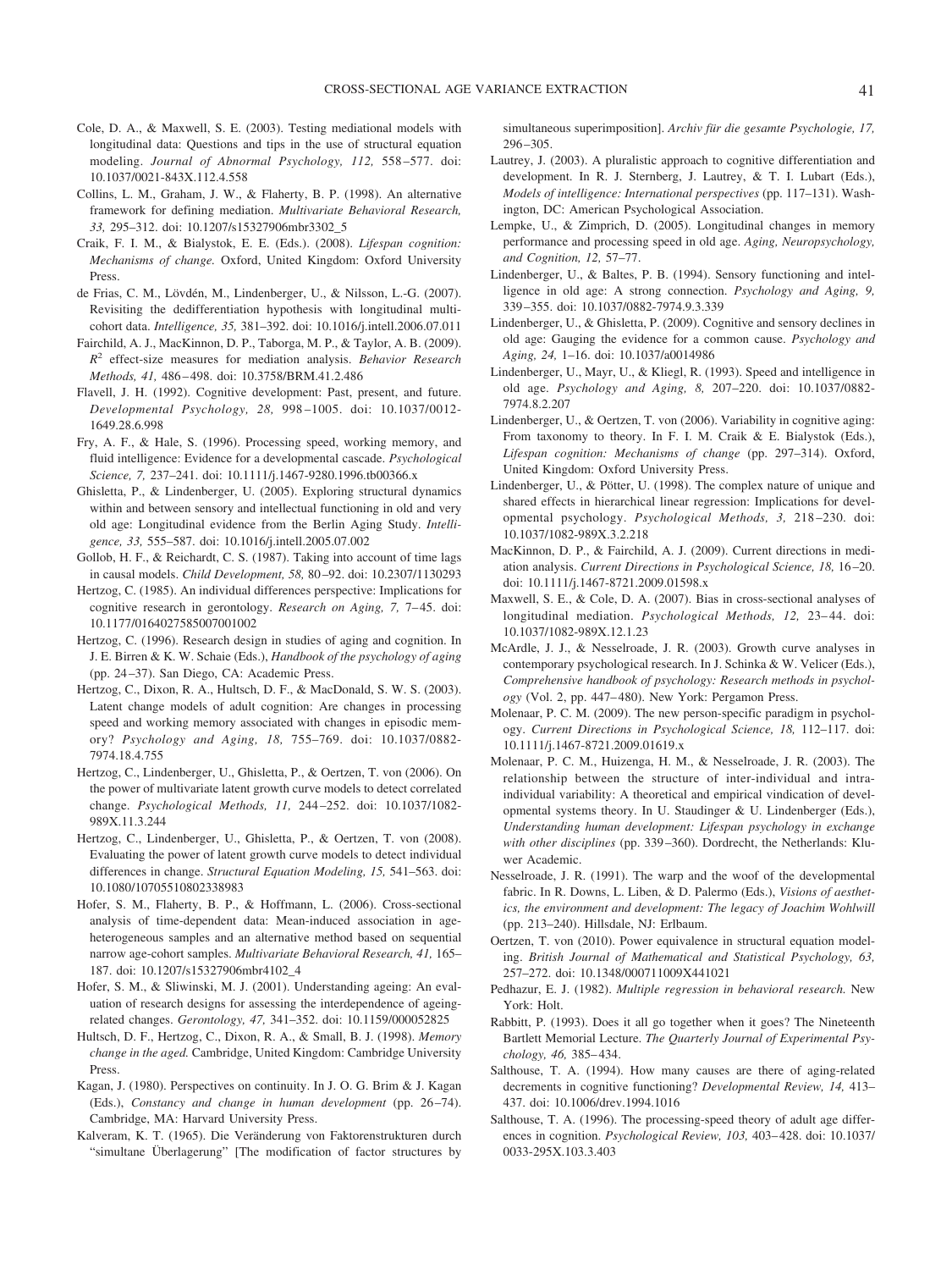Cole, D. A., & Maxwell, S. E. (2003). Testing mediational models with longitudinal data: Questions and tips in the use of structural equation modeling. *Journal of Abnormal Psychology, 112,* 558–577. doi: 10.1037/0021-843X.112.4.558

Collins, L. M., Graham, J. W., & Flaherty, B. P. (1998). An alternative framework for defining mediation. *Multivariate Behavioral Research, 33,* 295–312. doi: 10.1207/s15327906mbr3302_5

Craik, F. I. M., & Bialystok, E. E. (Eds.). (2008). *Lifespan cognition: Mechanisms of change.* Oxford, United Kingdom: Oxford University Press.

de Frias, C. M., Lövdén, M., Lindenberger, U., & Nilsson, L.-G. (2007). Revisiting the dedifferentiation hypothesis with longitudinal multi-cohort data. *Intelligence, 35,* 381–392. doi: 10.1016/j.intell.2006.07.011

Fairchild, A. J., MacKinnon, D. P., Taborga, M. P., & Taylor, A. B. (2009). $R^2$ effect-size measures for mediation analysis. *Behavior Research Methods, 41,* 486–498. doi: 10.3758/BRM.41.2.486

Flavell, J. H. (1992). Cognitive development: Past, present, and future. *Developmental Psychology, 28,* 998–1005. doi: 10.1037/0012-1649.28.6.998

Fry, A. F., & Hale, S. (1996). Processing speed, working memory, and fluid intelligence: Evidence for a developmental cascade. *Psychological Science, 7,* 237–241. doi: 10.1111/j.1467-9280.1996.tb00366.x

Ghisletta, P., & Lindenberger, U. (2005). Exploring structural dynamics within and between sensory and intellectual functioning in old and very old age: Longitudinal evidence from the Berlin Aging Study. *Intelligence, 33,* 555–587. doi: 10.1016/j.intell.2005.07.002

Gollob, H. F., & Reichardt, C. S. (1987). Taking into account of time lags in causal models. *Child Development, 58,* 80–92. doi: 10.2307/1130293

Hertzog, C. (1985). An individual differences perspective: Implications for cognitive research in gerontology. *Research on Aging, 7,* 7–45. doi: 10.1177/0164027585007001002

Hertzog, C. (1996). Research design in studies of aging and cognition. In J. E. Birren & K. W. Schaie (Eds.), *Handbook of the psychology of aging* (pp. 24–37). San Diego, CA: Academic Press.

Hertzog, C., Dixon, R. A., Hultsch, D. F., & MacDonald, S. W. S. (2003). Latent change models of adult cognition: Are changes in processing speed and working memory associated with changes in episodic memory? *Psychology and Aging, 18,* 755–769. doi: 10.1037/0882-7974.18.4.755

Hertzog, C., Lindenberger, U., Ghisletta, P., & Oertzen, T. von (2006). On the power of multivariate latent growth curve models to detect correlated change. *Psychological Methods, 11,* 244–252. doi: 10.1037/1082-989X.11.3.244

Hertzog, C., Lindenberger, U., Ghisletta, P., & Oertzen, T. von (2008). Evaluating the power of latent growth curve models to detect individual differences in change. *Structural Equation Modeling, 15,* 541–563. doi: 10.1080/10705510802338983

Hofer, S. M., Flaherty, B. P., & Hoffmann, L. (2006). Cross-sectional analysis of time-dependent data: Mean-induced association in age-heterogeneous samples and an alternative method based on sequential narrow age-cohort samples. *Multivariate Behavioral Research, 41,* 165–187. doi: 10.1207/s15327906mbr4102_4

Hofer, S. M., & Sliwinski, M. J. (2001). Understanding ageing: An evaluation of research designs for assessing the interdependence of ageing-related changes. *Gerontology, 47,* 341–352. doi: 10.1159/000052825

Hultsch, D. F., Hertzog, C., Dixon, R. A., & Small, B. J. (1998). *Memory change in the aged.* Cambridge, United Kingdom: Cambridge University Press.

Kagan, J. (1980). Perspectives on continuity. In J. O. G. Brim & J. Kagan (Eds.), *Constancy and change in human development* (pp. 26–74). Cambridge, MA: Harvard University Press.

Kalveram, K. T. (1965). Die Veränderung von Faktorenstrukturen durch "simultane Überlagerung" [The modification of factor structures by simultaneous superimposition]. *Archiv für die gesamte Psychologie, 17,* 296–305.

Lautrey, J. (2003). A pluralistic approach to cognitive differentiation and development. In R. J. Sternberg, J. Lautrey, & T. I. Lubart (Eds.), *Models of intelligence: International perspectives* (pp. 117–131). Washington, DC: American Psychological Association.

Lempke, U., & Zimprich, D. (2005). Longitudinal changes in memory performance and processing speed in old age. *Aging, Neuropsychology, and Cognition, 12,* 57–77.

Lindenberger, U., & Baltes, P. B. (1994). Sensory functioning and intelligence in old age: A strong connection. *Psychology and Aging, 9,* 339–355. doi: 10.1037/0882-7974.9.3.339

Lindenberger, U., & Ghisletta, P. (2009). Cognitive and sensory declines in old age: Gauging the evidence for a common cause. *Psychology and Aging, 24,* 1–16. doi: 10.1037/a0014986

Lindenberger, U., Mayr, U., & Kliegl, R. (1993). Speed and intelligence in old age. *Psychology and Aging, 8,* 207–220. doi: 10.1037/0882-7974.8.2.207

Lindenberger, U., & Oertzen, T. von (2006). Variability in cognitive aging: From taxonomy to theory. In F. I. M. Craik & E. Bialystok (Eds.), *Lifespan cognition: Mechanisms of change* (pp. 297–314). Oxford, United Kingdom: Oxford University Press.

Lindenberger, U., & Pötter, U. (1998). The complex nature of unique and shared effects in hierarchical linear regression: Implications for developmental psychology. *Psychological Methods, 3,* 218–230. doi: 10.1037/1082-989X.3.2.218

MacKinnon, D. P., & Fairchild, A. J. (2009). Current directions in mediation analysis. *Current Directions in Psychological Science, 18,* 16–20. doi: 10.1111/j.1467-8721.2009.01598.x

Maxwell, S. E., & Cole, D. A. (2007). Bias in cross-sectional analyses of longitudinal mediation. *Psychological Methods, 12,* 23–44. doi: 10.1037/1082-989X.12.1.23

McArdle, J. J., & Nesselroade, J. R. (2003). Growth curve analyses in contemporary psychological research. In J. Schinka & W. Velicer (Eds.), *Comprehensive handbook of psychology: Research methods in psychology* (Vol. 2, pp. 447–480). New York: Pergamon Press.

Molenaar, P. C. M. (2009). The new person-specific paradigm in psychology. *Current Directions in Psychological Science, 18,* 112–117. doi: 10.1111/j.1467-8721.2009.01619.x

Molenaar, P. C. M., Huizenga, H. M., & Nesselroade, J. R. (2003). The relationship between the structure of inter-individual and intra-individual variability: A theoretical and empirical vindication of developmental systems theory. In U. Staudinger & U. Lindenberger (Eds.), *Understanding human development: Lifespan psychology in exchange with other disciplines* (pp. 339–360). Dordrecht, the Netherlands: Kluwer Academic.

Nesselroade, J. R. (1991). The warp and the woof of the developmental fabric. In R. Downs, L. Liben, & D. Palermo (Eds.), *Visions of aesthetics, the environment and development: The legacy of Joachim Wohlwill* (pp. 213–240). Hillsdale, NJ: Erlbaum.

Oertzen, T. von (2010). Power equivalence in structural equation modeling. *British Journal of Mathematical and Statistical Psychology, 63,* 257–272. doi: 10.1348/000711009X441021

Pedhazur, E. J. (1982). *Multiple regression in behavioral research.* New York: Holt.

Rabbitt, P. (1993). Does it all go together when it goes? The Nineteenth Bartlett Memorial Lecture. *The Quarterly Journal of Experimental Psychology, 46,* 385–434.

Salthouse, T. A. (1994). How many causes are there of aging-related decrements in cognitive functioning? *Developmental Review, 14,* 413–437. doi: 10.1006/drev.1994.1016

Salthouse, T. A. (1996). The processing-speed theory of adult age differences in cognition. *Psychological Review, 103,* 403–428. doi: 10.1037/0033-295X.103.3.403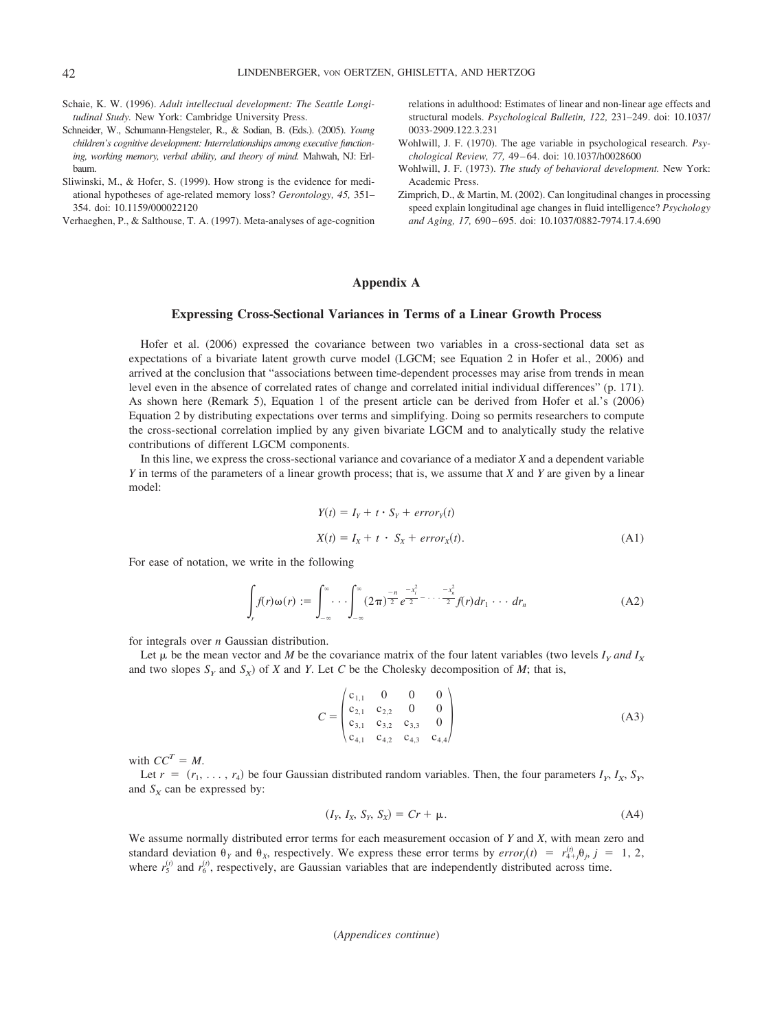Schaie, K. W. (1996). *Adult intellectual development: The Seattle Longitudinal Study.* New York: Cambridge University Press.

Schneider, W., Schumann-Hengsteler, R., & Sodian, B. (Eds.). (2005). *Young children's cognitive development: Interrelationships among executive functioning, working memory, verbal ability, and theory of mind.* Mahwah, NJ: Erlbaum.

Sliwinski, M., & Hofer, S. (1999). How strong is the evidence for mediational hypotheses of age-related memory loss? *Gerontology, 45,* 351–354. doi: 10.1159/000022120

Verhaeghen, P., & Salthouse, T. A. (1997). Meta-analyses of age-cognition relations in adulthood: Estimates of linear and non-linear age effects and structural models. *Psychological Bulletin, 122,* 231–249. doi: 10.1037/0033-2909.122.3.231

Wohlwill, J. F. (1970). The age variable in psychological research. *Psychological Review, 77,* 49–64. doi: 10.1037/h0028600

Wohlwill, J. F. (1973). *The study of behavioral development.* New York: Academic Press.

Zimprich, D., & Martin, M. (2002). Can longitudinal changes in processing speed explain longitudinal age changes in fluid intelligence? *Psychology and Aging, 17,* 690–695. doi: 10.1037/0882-7974.17.4.690

## Appendix A

### Expressing Cross-Sectional Variances in Terms of a Linear Growth Process

Hofer et al. (2006) expressed the covariance between two variables in a cross-sectional data set as expectations of a bivariate latent growth curve model (LGCM; see Equation 2 in Hofer et al., 2006) and arrived at the conclusion that "associations between time-dependent processes may arise from trends in mean level even in the absence of correlated rates of change and correlated initial individual differences" (p. 171). As shown here (Remark 5), Equation 1 of the present article can be derived from Hofer et al.'s (2006) Equation 2 by distributing expectations over terms and simplifying. Doing so permits researchers to compute the cross-sectional correlation implied by any given bivariate LGCM and to analytically study the relative contributions of different LGCM components.

In this line, we express the cross-sectional variance and covariance of a mediator $X$ and a dependent variable $Y$ in terms of the parameters of a linear growth process; that is, we assume that $X$ and $Y$ are given by a linear model:

$$Y(t) = I_Y + t \cdot S_Y + error_Y(t)$$

$$X(t) = I_X + t \cdot S_X + error_X(t). \tag{A1}$$

For ease of notation, we write in the following

$$\int_r f(r)\omega(r) := \int_{-\infty}^{\infty} \cdots \int_{-\infty}^{\infty} (2\pi)^{\frac{-n}{2}} e^{\frac{-x_1^2}{2} - \cdots \frac{-x_n^2}{2}} f(r) dr_1 \cdots dr_n \tag{A2}$$

for integrals over $n$ Gaussian distribution.

Let $\mu$ be the mean vector and $M$ be the covariance matrix of the four latent variables (two levels $I_Y$ *and* $I_X$ and two slopes $S_Y$ and $S_X$) of $X$ and $Y$. Let $C$ be the Cholesky decomposition of $M$; that is,

$$C = \begin{pmatrix} c_{1,1} & 0 & 0 & 0 \\ c_{2,1} & c_{2,2} & 0 & 0 \\ c_{3,1} & c_{3,2} & c_{3,3} & 0 \\ c_{4,1} & c_{4,2} & c_{4,3} & c_{4,4} \end{pmatrix} \tag{A3}$$

with $CC^T = M$.

Let $r = (r_1, \ldots, r_4)$ be four Gaussian distributed random variables. Then, the four parameters $I_Y$, $I_X$, $S_Y$, and $S_X$ can be expressed by:

$$(I_Y, I_X, S_Y, S_X) = Cr + \mu. \tag{A4}$$

We assume normally distributed error terms for each measurement occasion of $Y$ and $X$, with mean zero and standard deviation $\theta_Y$ and $\theta_X$, respectively. We express these error terms by $error_j(t) = r_{4+j}^{(t)}\theta_j$, $j = 1, 2$, where $r_5^{(t)}$ and $r_6^{(t)}$, respectively, are Gaussian variables that are independently distributed across time.

(*Appendices continue*)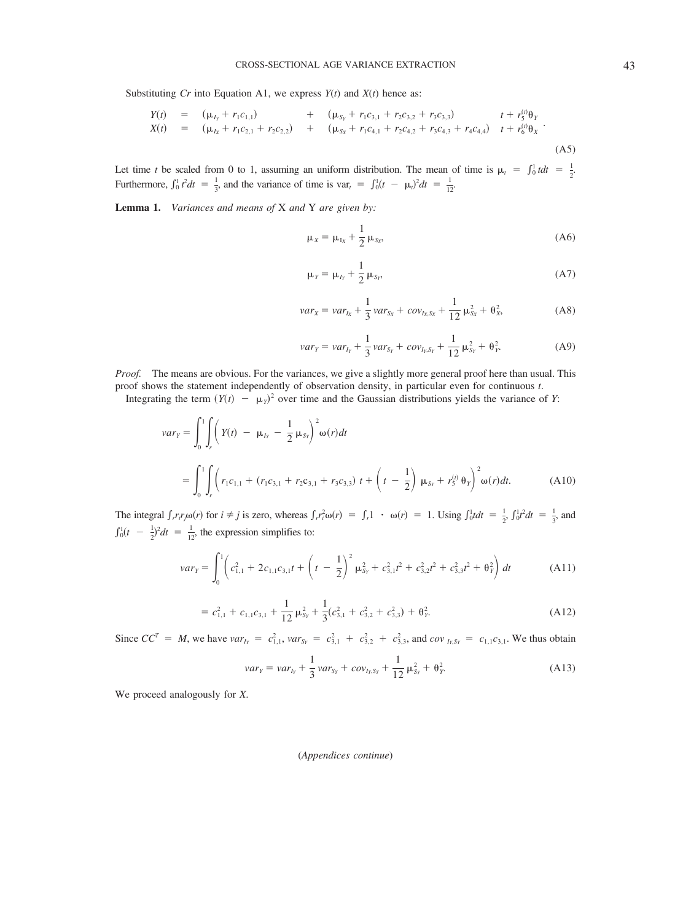Substituting $Cr$ into Equation A1, we express $Y(t)$ and $X(t)$ hence as:

$$
\begin{array}{lllll}
Y(t) & = & (\mu_{I_Y} + r_1 c_{1,1}) & + & (\mu_{S_Y} + r_1 c_{3,1} + r_2 c_{3,2} + r_3 c_{3,3}) \quad t + r_5^{(t)} \theta_Y \\
X(t) & = & (\mu_{I_X} + r_1 c_{2,1} + r_2 c_{2,2}) & + & (\mu_{S_X} + r_1 c_{4,1} + r_2 c_{4,2} + r_3 c_{4,3} + r_4 c_{4,4}) \quad t + r_6^{(t)} \theta_X
\end{array}. \tag{A5}
$$

Let time $t$ be scaled from 0 to 1, assuming an uniform distribution. The mean of time is $\mu_t = \int_0^1 t dt = \frac{1}{2}$. Furthermore, $\int_0^1 t^2 dt = \frac{1}{3}$, and the variance of time is $\text{var}_t = \int_0^1 (t - \mu_t)^2 dt = \frac{1}{12}$.

**Lemma 1.** *Variances and means of* X *and* Y *are given by:*

$$\mu_X = \mu_{I_X} + \frac{1}{2}\mu_{S_X}, \tag{A6}$$

$$\mu_Y = \mu_{I_Y} + \frac{1}{2}\mu_{S_Y}, \tag{A7}$$

$$var_X = var_{I_X} + \frac{1}{3}var_{S_X} + cov_{I_X,S_X} + \frac{1}{12}\mu_{S_X}^2 + \theta_X^2, \tag{A8}$$

$$var_Y = var_{I_Y} + \frac{1}{3}var_{S_Y} + cov_{I_Y,S_Y} + \frac{1}{12}\mu_{S_Y}^2 + \theta_Y^2. \tag{A9}$$

*Proof.* The means are obvious. For the variances, we give a slightly more general proof here than usual. This proof shows the statement independently of observation density, in particular even for continuous $t$.

Integrating the term $(Y(t) - \mu_Y)^2$ over time and the Gaussian distributions yields the variance of $Y$:

$$
\begin{aligned}
var_Y &= \int_0^1 \int_r \left( Y(t) - \mu_{I_Y} - \frac{1}{2}\mu_{S_Y} \right)^2 \omega(r) dt \\
&= \int_0^1 \int_r \left( r_1 c_{1,1} + (r_1 c_{3,1} + r_2 c_{3,1} + r_3 c_{3,3})\ t + \left( t - \frac{1}{2} \right) \mu_{S_Y} + r_5^{(t)} \theta_Y \right)^2 \omega(r) dt.
\end{aligned} \tag{A10}
$$

The integral $\int_r r_i r_j \omega(r)$ for $i \neq j$ is zero, whereas $\int_r r_i^2 \omega(r) = \int_r 1 \cdot \omega(r) = 1$. Using $\int_0^1 t dt = \frac{1}{2}$, $\int_0^1 t^2 dt = \frac{1}{3}$, and $\int_0^1 (t - \frac{1}{2})^2 dt = \frac{1}{12}$, the expression simplifies to:

$$var_Y = \int_0^1 \left( c_{1,1}^2 + 2c_{1,1}c_{3,1}t + \left( t - \frac{1}{2} \right)^2 \mu_{S_Y}^2 + c_{3,1}^2 t^2 + c_{3,2}^2 t^2 + c_{3,3}^2 t^2 + \theta_Y^2 \right) dt \tag{A11}$$

$$= c_{1,1}^2 + c_{1,1}c_{3,1} + \frac{1}{12}\mu_{S_Y}^2 + \frac{1}{3}(c_{3,1}^2 + c_{3,2}^2 + c_{3,3}^2) + \theta_Y^2. \tag{A12}$$

Since $CC^T = M$, we have $var_{I_Y} = c_{1,1}^2$, $var_{S_Y} = c_{3,1}^2 + c_{3,2}^2 + c_{3,3}^2$, and $cov_{I_Y,S_Y} = c_{1,1}c_{3,1}$. We thus obtain

$$var_Y = var_{I_Y} + \frac{1}{3}var_{S_Y} + cov_{I_Y,S_Y} + \frac{1}{12}\mu_{S_Y}^2 + \theta_Y^2. \tag{A13}$$

We proceed analogously for $X$.

(*Appendices continue*)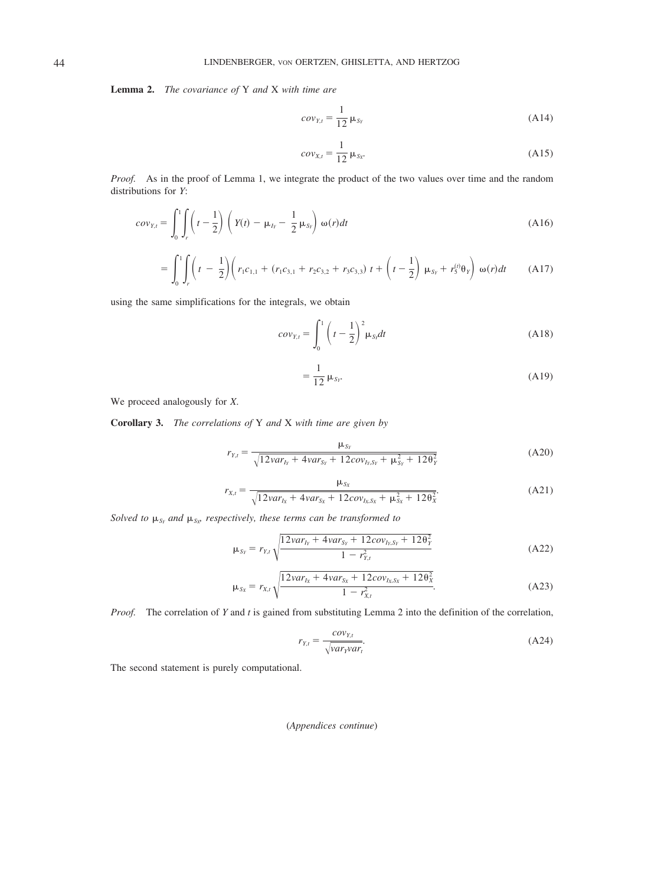**Lemma 2.** *The covariance of* Y *and* X *with time are*

$$cov_{Y,t} = \frac{1}{12}\mu_{S_Y} \tag{A14}$$

$$cov_{X,t} = \frac{1}{12}\mu_{S_X}. \tag{A15}$$

*Proof.* As in the proof of Lemma 1, we integrate the product of the two values over time and the random distributions for *Y*:

$$cov_{Y,t} = \int_0^1 \int_r \left(t - \frac{1}{2}\right)\left(Y(t) - \mu_{I_Y} - \frac{1}{2}\mu_{S_Y}\right)\omega(r)dt \tag{A16}$$

$$= \int_0^1 \int_r \left(t - \frac{1}{2}\right)\left(r_1 c_{1,1} + (r_1 c_{3,1} + r_2 c_{3,2} + r_3 c_{3,3})\, t + \left(t - \frac{1}{2}\right)\mu_{S_Y} + r_5^{(t)}\theta_Y\right)\omega(r)dt \tag{A17}$$

using the same simplifications for the integrals, we obtain

$$cov_{Y,t} = \int_0^1 \left(t - \frac{1}{2}\right)^2 \mu_{S_Y} dt \tag{A18}$$

$$= \frac{1}{12}\mu_{S_Y}. \tag{A19}$$

We proceed analogously for *X*.

**Corollary 3.** *The correlations of* Y *and* X *with time are given by*

$$r_{Y,t} = \frac{\mu_{S_Y}}{\sqrt{12var_{I_Y} + 4var_{S_Y} + 12cov_{I_Y,S_Y} + \mu_{S_Y}^2 + 12\theta_Y^2}} \tag{A20}$$

$$r_{X,t} = \frac{\mu_{S_X}}{\sqrt{12var_{I_X} + 4var_{S_X} + 12cov_{I_X,S_X} + \mu_{S_X}^2 + 12\theta_X^2}}. \tag{A21}$$

*Solved to* $\mu_{S_Y}$ *and* $\mu_{S_X}$*, respectively, these terms can be transformed to*

$$\mu_{S_Y} = r_{Y,t}\sqrt{\frac{12var_{I_Y} + 4var_{S_Y} + 12cov_{I_Y,S_Y} + 12\theta_Y^2}{1 - r_{Y,t}^2}} \tag{A22}$$

$$\mu_{S_X} = r_{X,t}\sqrt{\frac{12var_{I_X} + 4var_{S_X} + 12cov_{I_X,S_X} + 12\theta_X^2}{1 - r_{X,t}^2}}. \tag{A23}$$

*Proof.* The correlation of *Y* and *t* is gained from substituting Lemma 2 into the definition of the correlation,

$$r_{Y,t} = \frac{cov_{Y,t}}{\sqrt{var_Y var_t}}. \tag{A24}$$

The second statement is purely computational.

(*Appendices continue*)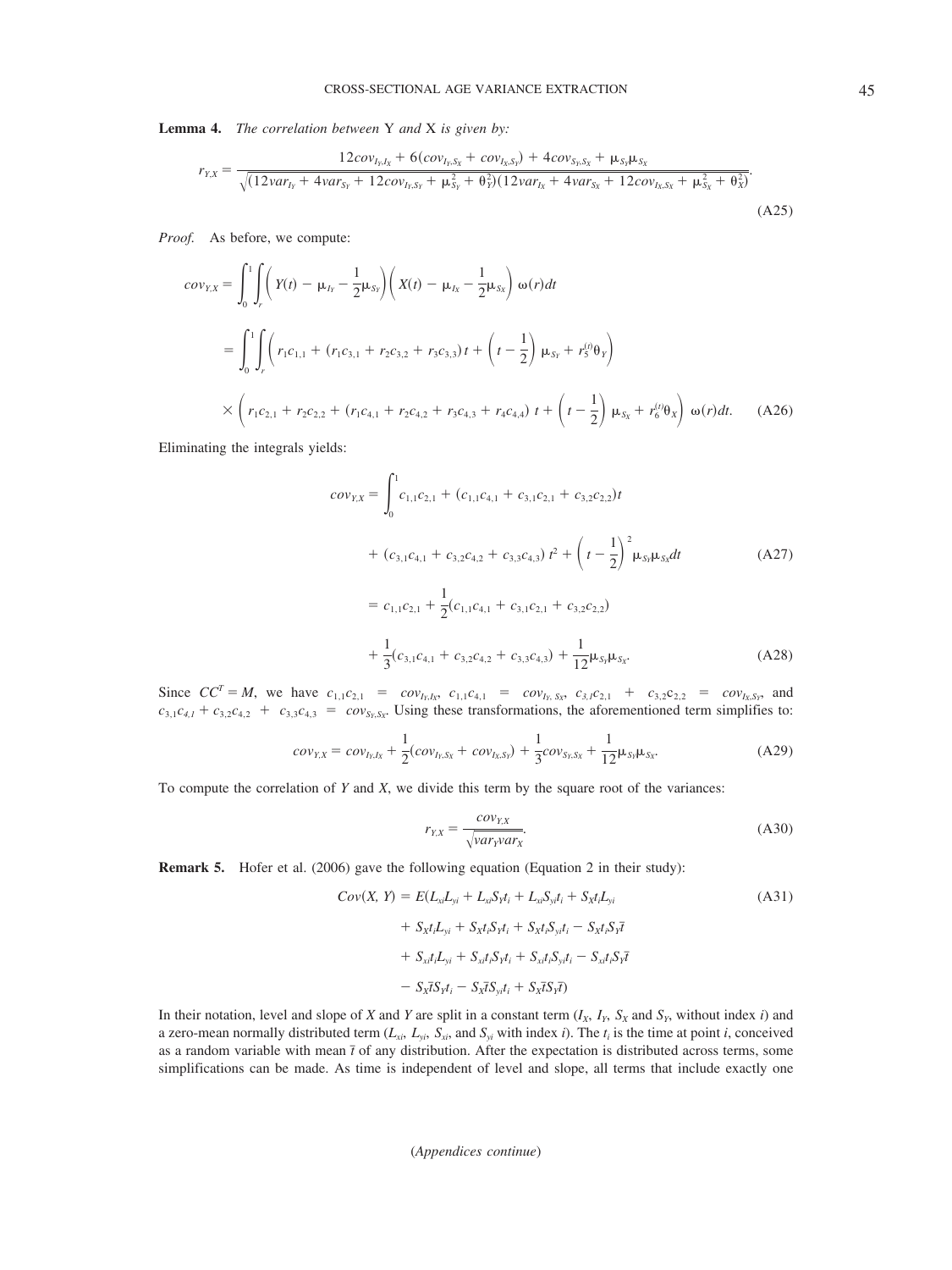**Lemma 4.** *The correlation between* Y *and* X *is given by:*

$$r_{Y,X} = \frac{12cov_{I_Y,I_X} + 6(cov_{I_Y,S_X} + cov_{I_X,S_Y}) + 4cov_{S_Y,S_X} + \mu_{S_Y}\mu_{S_X}}{\sqrt{(12var_{I_Y} + 4var_{S_Y} + 12cov_{I_Y,S_Y} + \mu_{S_Y}^2 + \theta_Y^2)(12var_{I_X} + 4var_{S_X} + 12cov_{I_X,S_X} + \mu_{S_X}^2 + \theta_X^2)}}. \tag{A25}$$

*Proof.* As before, we compute:

$$cov_{Y,X} = \int_0^1 \int_r \left( Y(t) - \mu_{I_Y} - \frac{1}{2}\mu_{S_Y} \right) \left( X(t) - \mu_{I_X} - \frac{1}{2}\mu_{S_X} \right) \omega(r)dt$$

$$= \int_0^1 \int_r \left( r_1 c_{1,1} + (r_1 c_{3,1} + r_2 c_{3,2} + r_3 c_{3,3})\, t + \left( t - \frac{1}{2} \right) \mu_{S_Y} + r_5^{(t)} \theta_Y \right)$$

$$\times \left( r_1 c_{2,1} + r_2 c_{2,2} + (r_1 c_{4,1} + r_2 c_{4,2} + r_3 c_{4,3} + r_4 c_{4,4})\, t + \left( t - \frac{1}{2} \right) \mu_{S_X} + r_6^{(t)} \theta_X \right) \omega(r)dt. \tag{A26}$$

Eliminating the integrals yields:

$$cov_{Y,X} = \int_0^1 c_{1,1}c_{2,1} + (c_{1,1}c_{4,1} + c_{3,1}c_{2,1} + c_{3,2}c_{2,2})t + (c_{3,1}c_{4,1} + c_{3,2}c_{4,2} + c_{3,3}c_{4,3})\, t^2 + \left( t - \frac{1}{2} \right)^2 \mu_{S_Y}\mu_{S_X} dt \tag{A27}$$

$$= c_{1,1}c_{2,1} + \frac{1}{2}(c_{1,1}c_{4,1} + c_{3,1}c_{2,1} + c_{3,2}c_{2,2}) + \frac{1}{3}(c_{3,1}c_{4,1} + c_{3,2}c_{4,2} + c_{3,3}c_{4,3}) + \frac{1}{12}\mu_{S_Y}\mu_{S_X}. \tag{A28}$$

Since $CC^T = M$, we have $c_{1,1}c_{2,1} = cov_{I_Y,I_X}$, $c_{1,1}c_{4,1} = cov_{I_Y,S_X}$, $c_{3,1}c_{2,1} + c_{3,2}c_{2,2} = cov_{I_X,S_Y}$, and $c_{3,1}c_{4,1} + c_{3,2}c_{4,2} + c_{3,3}c_{4,3} = cov_{S_Y,S_X}$. Using these transformations, the aforementioned term simplifies to:

$$cov_{Y,X} = cov_{I_Y,I_X} + \frac{1}{2}(cov_{I_Y,S_X} + cov_{I_X,S_Y}) + \frac{1}{3}cov_{S_Y,S_X} + \frac{1}{12}\mu_{S_Y}\mu_{S_X}. \tag{A29}$$

To compute the correlation of *Y* and *X*, we divide this term by the square root of the variances:

$$r_{Y,X} = \frac{cov_{Y,X}}{\sqrt{var_Y var_X}}. \tag{A30}$$

**Remark 5.** Hofer et al. (2006) gave the following equation (Equation 2 in their study):

$$\begin{aligned} Cov(X, Y) = E(&L_{xi}L_{yi} + L_{xi}S_Y t_i + L_{xi}S_{yi}t_i + S_X t_i L_{yi} \\ &+ S_X t_i L_{yi} + S_X t_i S_Y t_i + S_X t_i S_{yi} t_i - S_X t_i S_Y \bar{t} \\ &+ S_{xi} t_i L_{yi} + S_{xi} t_i S_Y t_i + S_{xi} t_i S_{yi} t_i - S_{xi} t_i S_Y \bar{t} \\ &- S_X \bar{t} S_Y t_i - S_X \bar{t} S_{yi} t_i + S_X \bar{t} S_Y \bar{t}) \end{aligned} \tag{A31}$$

In their notation, level and slope of *X* and *Y* are split in a constant term ($I_X$, $I_Y$, $S_X$ and $S_Y$, without index *i*) and a zero-mean normally distributed term ($L_{xi}$, $L_{yi}$, $S_{xi}$, and $S_{yi}$ with index *i*). The $t_i$ is the time at point *i*, conceived as a random variable with mean $\bar{t}$ of any distribution. After the expectation is distributed across terms, some simplifications can be made. As time is independent of level and slope, all terms that include exactly one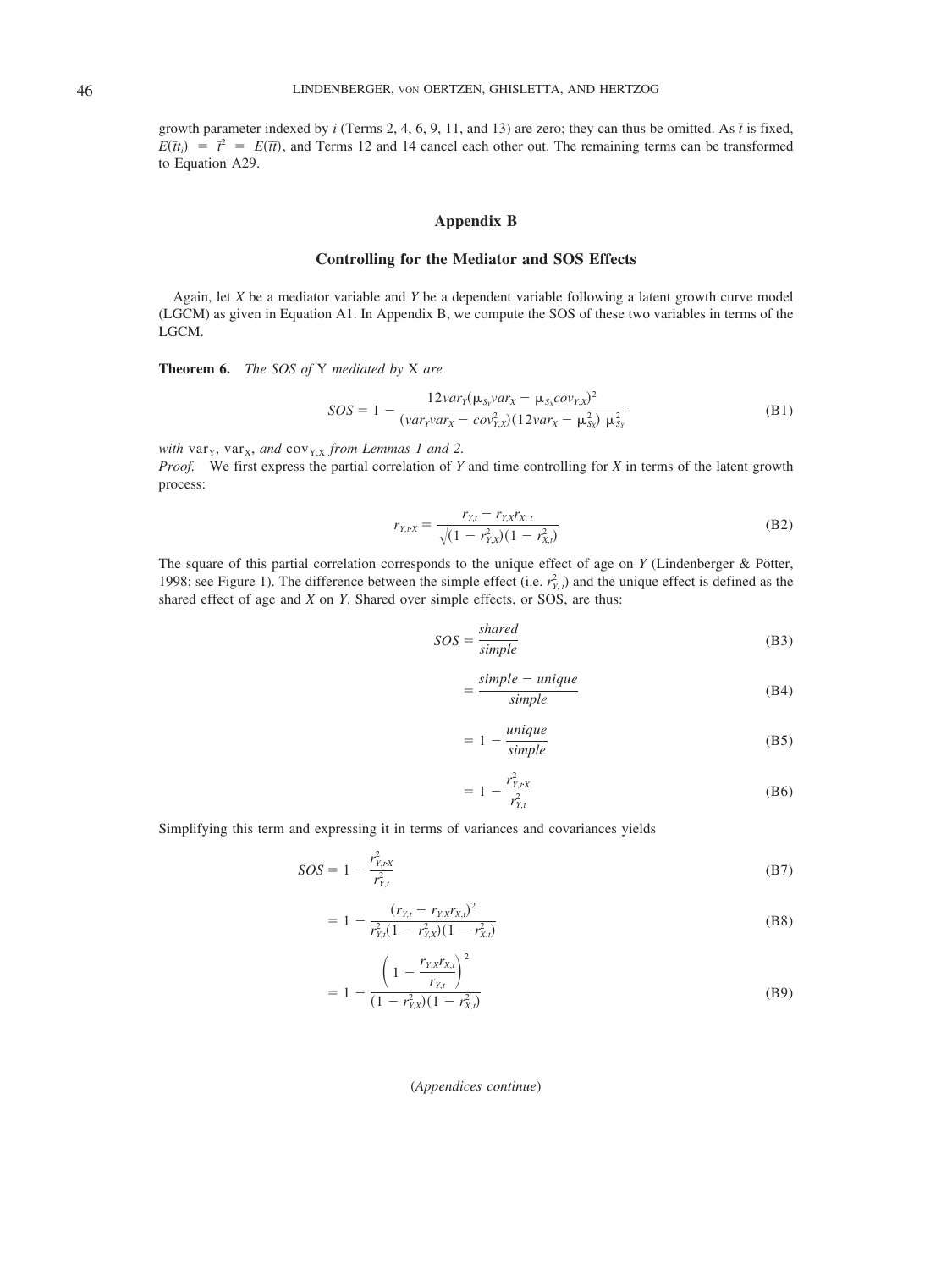growth parameter indexed by $i$ (Terms 2, 4, 6, 9, 11, and 13) are zero; they can thus be omitted. As $\bar{t}$ is fixed, $E(\bar{t}t_i) = \bar{t}^2 = E(\bar{t}\bar{t})$, and Terms 12 and 14 cancel each other out. The remaining terms can be transformed to Equation A29.

## Appendix B

### Controlling for the Mediator and SOS Effects

Again, let $X$ be a mediator variable and $Y$ be a dependent variable following a latent growth curve model (LGCM) as given in Equation A1. In Appendix B, we compute the SOS of these two variables in terms of the LGCM.

**Theorem 6.** *The SOS of* Y *mediated by* X *are*

$$SOS = 1 - \frac{12var_Y(\mu_{S_Y}var_X - \mu_{S_X}cov_{Y,X})^2}{(var_Yvar_X - cov^2_{Y,X})(12var_X - \mu^2_{S_X})\ \mu^2_{S_Y}} \tag{B1}$$

*with* $\text{var}_Y$, $\text{var}_X$, *and* $\text{cov}_{Y,X}$ *from Lemmas 1 and 2.*

*Proof.* We first express the partial correlation of $Y$ and time controlling for $X$ in terms of the latent growth process:

$$r_{Y,t \cdot X} = \frac{r_{Y,t} - r_{Y,X}r_{X,t}}{\sqrt{(1 - r^2_{Y,X})(1 - r^2_{X,t})}} \tag{B2}$$

The square of this partial correlation corresponds to the unique effect of age on $Y$ (Lindenberger & Pötter, 1998; see Figure 1). The difference between the simple effect (i.e. $r^2_{Y,t}$) and the unique effect is defined as the shared effect of age and $X$ on $Y$. Shared over simple effects, or SOS, are thus:

$$SOS = \frac{shared}{simple} \tag{B3}$$

$$= \frac{simple - unique}{simple} \tag{B4}$$

$$= 1 - \frac{unique}{simple} \tag{B5}$$

$$= 1 - \frac{r^2_{Y,t \cdot X}}{r^2_{Y,t}} \tag{B6}$$

Simplifying this term and expressing it in terms of variances and covariances yields

$$SOS = 1 - \frac{r^2_{Y,t \cdot X}}{r^2_{Y,t}} \tag{B7}$$

$$= 1 - \frac{(r_{Y,t} - r_{Y,X}r_{X,t})^2}{r^2_{Y,t}(1 - r^2_{Y,X})(1 - r^2_{X,t})} \tag{B8}$$

$$= 1 - \frac{\left(1 - \dfrac{r_{Y,X}r_{X,t}}{r_{Y,t}}\right)^2}{(1 - r^2_{Y,X})(1 - r^2_{X,t})} \tag{B9}$$

(*Appendices continue*)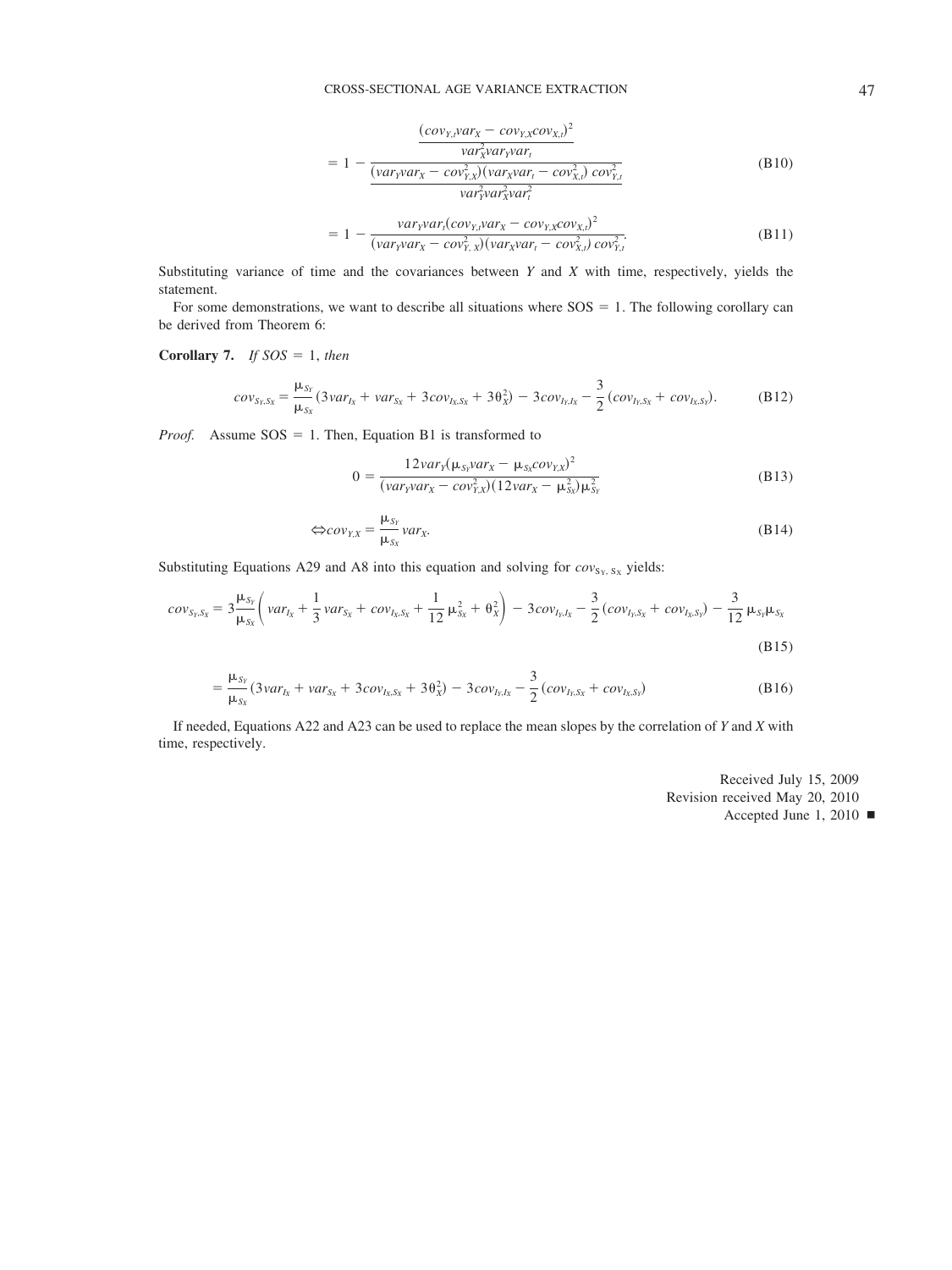$$= 1 - \frac{\dfrac{(cov_{Y,t}var_X - cov_{Y,X}cov_{X,t})^2}{var_X^2 var_Y var_t}}{\dfrac{(var_Y var_X - cov_{Y,X}^2)(var_X var_t - cov_{X,t}^2)\, cov_{Y,t}^2}{var_Y^2 var_X^2 var_t^2}} \tag{B10}$$

$$= 1 - \frac{var_Y var_t (cov_{Y,t}var_X - cov_{Y,X}cov_{X,t})^2}{(var_Y var_X - cov_{Y,\,X}^2)(var_X var_t - cov_{X,t}^2)\, cov_{Y,t}^2}. \tag{B11}$$

Substituting variance of time and the covariances between *Y* and *X* with time, respectively, yields the statement.

For some demonstrations, we want to describe all situations where SOS = 1. The following corollary can be derived from Theorem 6:

**Corollary 7.** *If SOS* = 1, *then*

$$cov_{S_Y,S_X} = \frac{\mu_{S_Y}}{\mu_{S_X}}(3var_{I_X} + var_{S_X} + 3cov_{I_X,S_X} + 3\theta_X^2) - 3cov_{I_Y,I_X} - \frac{3}{2}(cov_{I_Y,S_X} + cov_{I_X,S_Y}). \tag{B12}$$

*Proof.* Assume SOS = 1. Then, Equation B1 is transformed to

$$0 = \frac{12var_Y(\mu_{S_Y}var_X - \mu_{S_X}cov_{Y,X})^2}{(var_Y var_X - cov_{Y,X}^2)(12var_X - \mu_{S_X}^2)\mu_{S_Y}^2} \tag{B13}$$

$$\Leftrightarrow cov_{Y,X} = \frac{\mu_{S_Y}}{\mu_{S_X}}var_X. \tag{B14}$$

Substituting Equations A29 and A8 into this equation and solving for $cov_{S_Y,\,S_X}$ yields:

$$cov_{S_Y,S_X} = 3\frac{\mu_{S_Y}}{\mu_{S_X}}\left(var_{I_X} + \frac{1}{3}var_{S_X} + cov_{I_X,S_X} + \frac{1}{12}\mu_{S_X}^2 + \theta_X^2\right) - 3cov_{I_Y,I_X} - \frac{3}{2}(cov_{I_Y,S_X} + cov_{I_X,S_Y}) - \frac{3}{12}\mu_{S_Y}\mu_{S_X} \tag{B15}$$

$$= \frac{\mu_{S_Y}}{\mu_{S_X}}(3var_{I_X} + var_{S_X} + 3cov_{I_X,S_X} + 3\theta_X^2) - 3cov_{I_Y,I_X} - \frac{3}{2}(cov_{I_Y,S_X} + cov_{I_X,S_Y}) \tag{B16}$$

If needed, Equations A22 and A23 can be used to replace the mean slopes by the correlation of *Y* and *X* with time, respectively.

Received July 15, 2009
Revision received May 20, 2010
Accepted June 1, 2010 ■